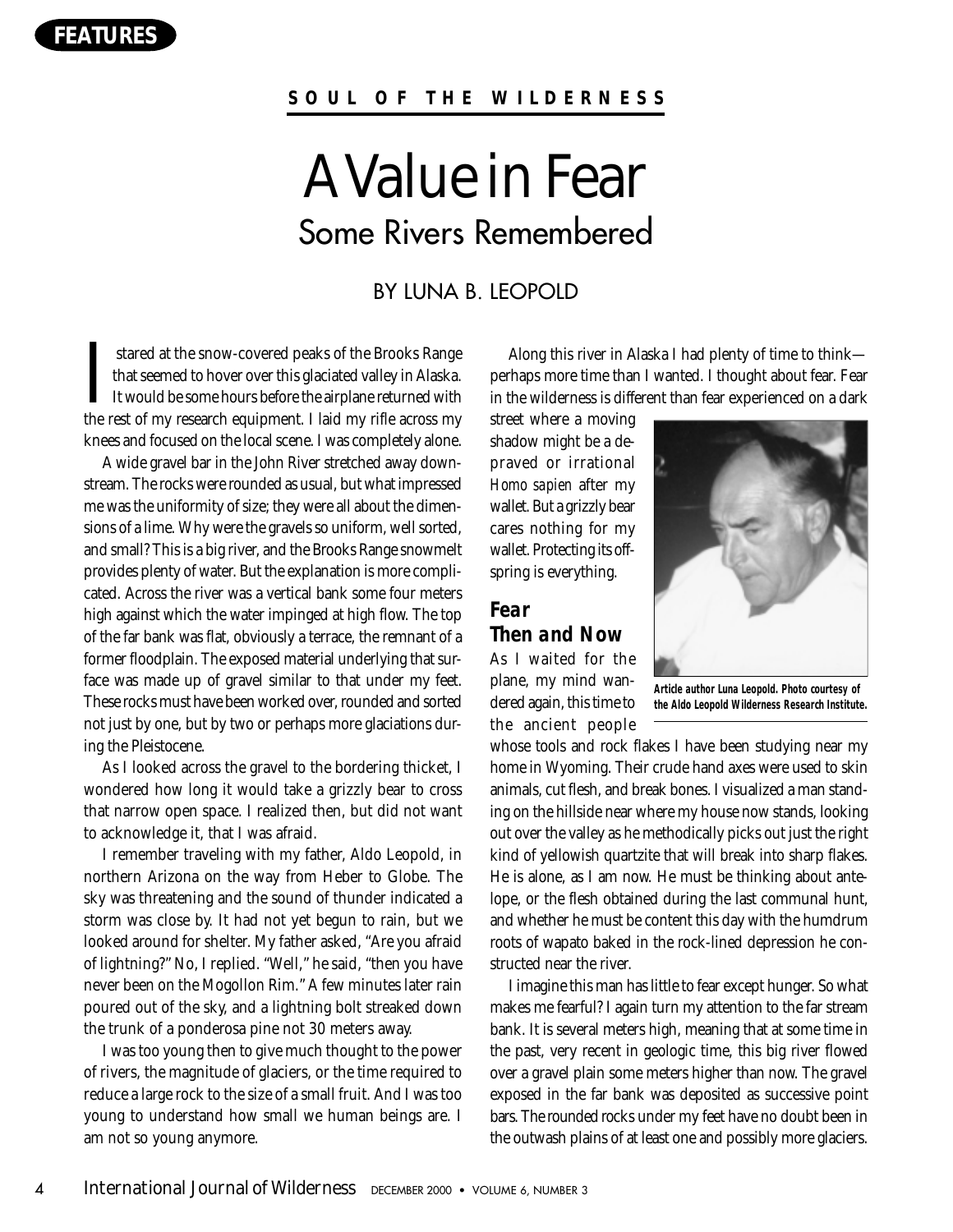FEATURES

**SOUL OF THE WILDERNESS**

# A Value in Fear

## Some Rivers Remembered

BY LUNA B. LEOPOLD

I stared at the snow-covered peaks of the Brooks Range that seemed to hover over this glaciated valley in Alaska. It would be some hours before the airplane returned with the rest of my research equipment. I laid my rifle across my knees and focused on the local scene. I was completely alone.

A wide gravel bar in the John River stretched away downstream. The rocks were rounded as usual, but what impressed me was the uniformity of size; they were all about the dimensions of a lime. Why were the gravels so uniform, well sorted, and small? This is a big river, and the Brooks Range snowmelt provides plenty of water. But the explanation is more complicated. Across the river was a vertical bank some four meters high against which the water impinged at high flow. The top of the far bank was flat, obviously a terrace, the remnant of a former floodplain. The exposed material underlying that surface was made up of gravel similar to that under my feet. These rocks must have been worked over, rounded and sorted not just by one, but by two or perhaps more glaciations during the Pleistocene.

As I looked across the gravel to the bordering thicket, I wondered how long it would take a grizzly bear to cross that narrow open space. I realized then, but did not want to acknowledge it, that I was afraid.

I remember traveling with my father, Aldo Leopold, in northern Arizona on the way from Heber to Globe. The sky was threatening and the sound of thunder indicated a storm was close by. It had not yet begun to rain, but we looked around for shelter. My father asked, "Are you afraid of lightning?" No, I replied. "Well," he said, "then you have never been on the Mogollon Rim." A few minutes later rain poured out of the sky, and a lightning bolt streaked down the trunk of a ponderosa pine not 30 meters away.

I was too young then to give much thought to the power of rivers, the magnitude of glaciers, or the time required to reduce a large rock to the size of a small fruit. And I was too young to understand how small we human beings are. I am not so young anymore.

Along this river in Alaska I had plenty of time to think—perhaps more time than I wanted. I thought about fear. Fear in the wilderness is different than fear experienced on a dark street where a moving shadow might be a depraved or irrational *Homo sapien* after my wallet. But a grizzly bear cares nothing for my wallet. Protecting its offspring is everything.

**Article author Luna Leopold. Photo courtesy of the Aldo Leopold Wilderness Research Institute.**

### Fear Then and Now

As I waited for the plane, my mind wandered again, this time to the ancient people whose tools and rock flakes I have been studying near my home in Wyoming. Their crude hand axes were used to skin animals, cut flesh, and break bones. I visualized a man standing on the hillside near where my house now stands, looking out over the valley as he methodically picks out just the right kind of yellowish quartzite that will break into sharp flakes. He is alone, as I am now. He must be thinking about antelope, or the flesh obtained during the last communal hunt, and whether he must be content this day with the humdrum roots of wapato baked in the rock-lined depression he constructed near the river.

I imagine this man has little to fear except hunger. So what makes me fearful? I again turn my attention to the far stream bank. It is several meters high, meaning that at some time in the past, very recent in geologic time, this big river flowed over a gravel plain some meters higher than now. The gravel exposed in the far bank was deposited as successive point bars. The rounded rocks under my feet have no doubt been in the outwash plains of at least one and possibly more glaciers.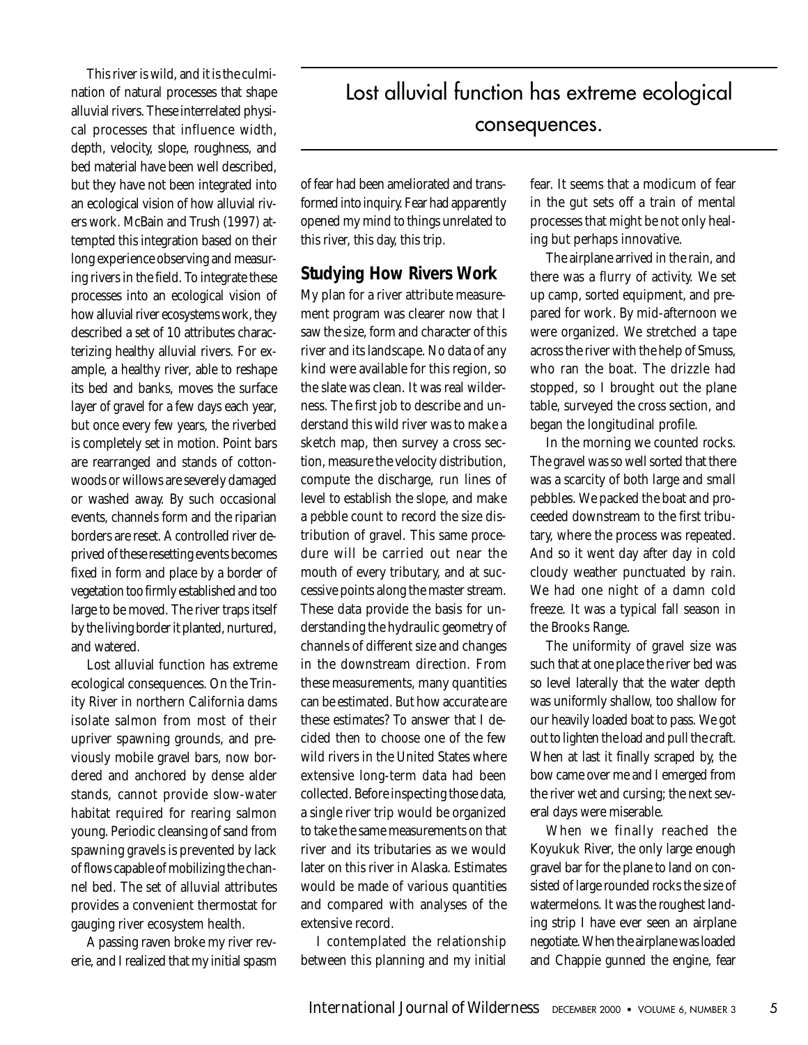This river is wild, and it is the culmination of natural processes that shape alluvial rivers. These interrelated physical processes that influence width, depth, velocity, slope, roughness, and bed material have been well described, but they have not been integrated into an ecological vision of how alluvial rivers work. McBain and Trush (1997) attempted this integration based on their long experience observing and measuring rivers in the field. To integrate these processes into an ecological vision of how alluvial river ecosystems work, they described a set of 10 attributes characterizing healthy alluvial rivers. For example, a healthy river, able to reshape its bed and banks, moves the surface layer of gravel for a few days each year, but once every few years, the riverbed is completely set in motion. Point bars are rearranged and stands of cottonwoods or willows are severely damaged or washed away. By such occasional events, channels form and the riparian borders are reset. A controlled river deprived of these resetting events becomes fixed in form and place by a border of vegetation too firmly established and too large to be moved. The river traps itself by the living border it planted, nurtured, and watered.

Lost alluvial function has extreme ecological consequences. On the Trinity River in northern California dams isolate salmon from most of their upriver spawning grounds, and previously mobile gravel bars, now bordered and anchored by dense alder stands, cannot provide slow-water habitat required for rearing salmon young. Periodic cleansing of sand from spawning gravels is prevented by lack of flows capable of mobilizing the channel bed. The set of alluvial attributes provides a convenient thermostat for gauging river ecosystem health.

A passing raven broke my river reverie, and I realized that my initial spasm of fear had been ameliorated and transformed into inquiry. Fear had apparently opened my mind to things unrelated to this river, this day, this trip.

> Lost alluvial function has extreme ecological consequences.

## Studying How Rivers Work

My plan for a river attribute measurement program was clearer now that I saw the size, form and character of this river and its landscape. No data of any kind were available for this region, so the slate was clean. It was real wilderness. The first job to describe and understand this wild river was to make a sketch map, then survey a cross section, measure the velocity distribution, compute the discharge, run lines of level to establish the slope, and make a pebble count to record the size distribution of gravel. This same procedure will be carried out near the mouth of every tributary, and at successive points along the master stream. These data provide the basis for understanding the hydraulic geometry of channels of different size and changes in the downstream direction. From these measurements, many quantities can be estimated. But how accurate are these estimates? To answer that I decided then to choose one of the few wild rivers in the United States where extensive long-term data had been collected. Before inspecting those data, a single river trip would be organized to take the same measurements on that river and its tributaries as we would later on this river in Alaska. Estimates would be made of various quantities and compared with analyses of the extensive record.

I contemplated the relationship between this planning and my initial fear. It seems that a modicum of fear in the gut sets off a train of mental processes that might be not only healing but perhaps innovative.

The airplane arrived in the rain, and there was a flurry of activity. We set up camp, sorted equipment, and prepared for work. By mid-afternoon we were organized. We stretched a tape across the river with the help of Smuss, who ran the boat. The drizzle had stopped, so I brought out the plane table, surveyed the cross section, and began the longitudinal profile.

In the morning we counted rocks. The gravel was so well sorted that there was a scarcity of both large and small pebbles. We packed the boat and proceeded downstream to the first tributary, where the process was repeated. And so it went day after day in cold cloudy weather punctuated by rain. We had one night of a damn cold freeze. It was a typical fall season in the Brooks Range.

The uniformity of gravel size was such that at one place the river bed was so level laterally that the water depth was uniformly shallow, too shallow for our heavily loaded boat to pass. We got out to lighten the load and pull the craft. When at last it finally scraped by, the bow came over me and I emerged from the river wet and cursing; the next several days were miserable.

When we finally reached the Koyukuk River, the only large enough gravel bar for the plane to land on consisted of large rounded rocks the size of watermelons. It was the roughest landing strip I have ever seen an airplane negotiate. When the airplane was loaded and Chappie gunned the engine, fear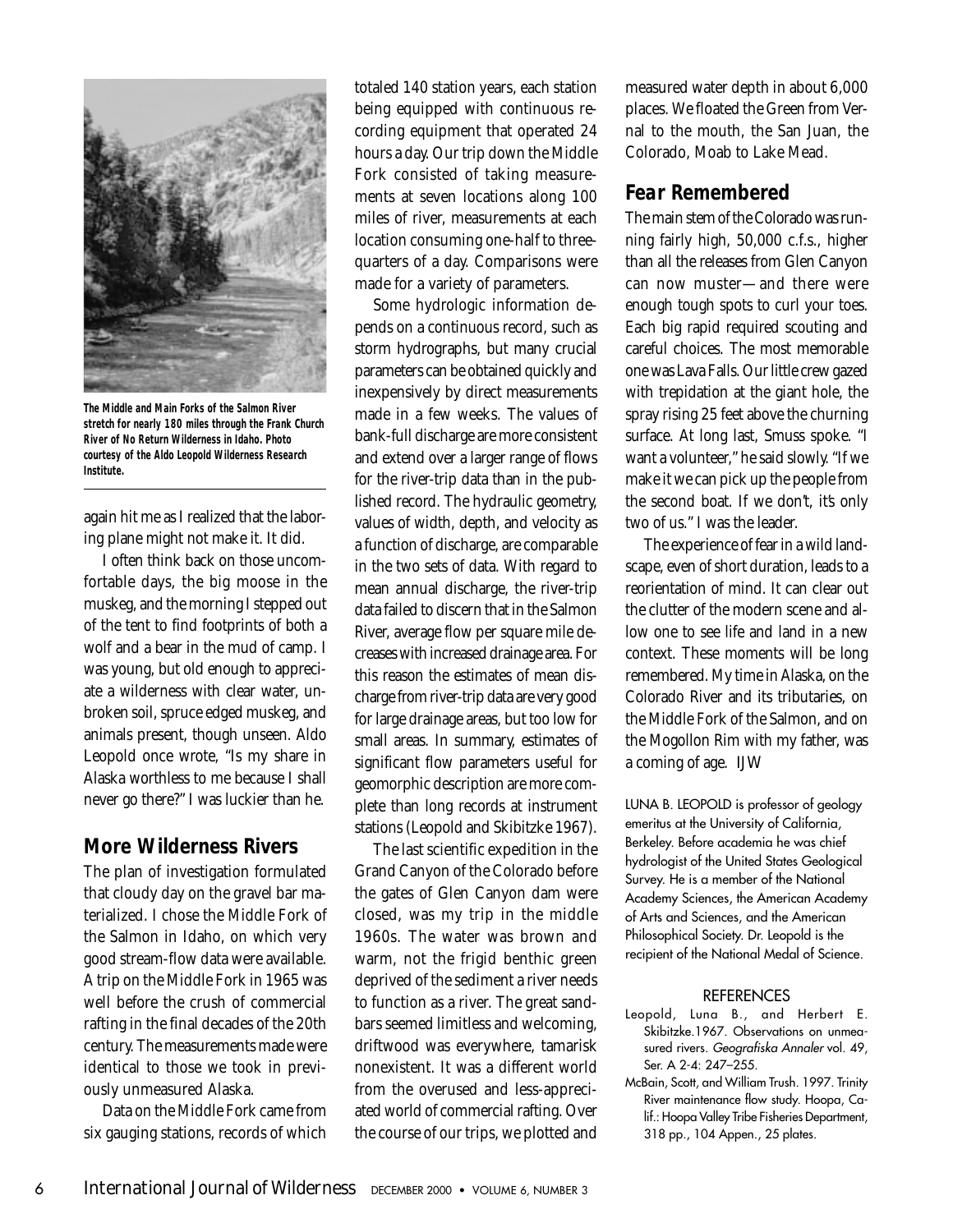The Middle and Main Forks of the Salmon River stretch for nearly 180 miles through the Frank Church River of No Return Wilderness in Idaho. Photo courtesy of the Aldo Leopold Wilderness Research Institute.

again hit me as I realized that the laboring plane might not make it. It did.

I often think back on those uncomfortable days, the big moose in the muskeg, and the morning I stepped out of the tent to find footprints of both a wolf and a bear in the mud of camp. I was young, but old enough to appreciate a wilderness with clear water, unbroken soil, spruce edged muskeg, and animals present, though unseen. Aldo Leopold once wrote, "Is my share in Alaska worthless to me because I shall never go there?" I was luckier than he.

## More Wilderness Rivers

The plan of investigation formulated that cloudy day on the gravel bar materialized. I chose the Middle Fork of the Salmon in Idaho, on which very good stream-flow data were available. A trip on the Middle Fork in 1965 was well before the crush of commercial rafting in the final decades of the 20th century. The measurements made were identical to those we took in previously unmeasured Alaska.

Data on the Middle Fork came from six gauging stations, records of which totaled 140 station years, each station being equipped with continuous recording equipment that operated 24 hours a day. Our trip down the Middle Fork consisted of taking measurements at seven locations along 100 miles of river, measurements at each location consuming one-half to three-quarters of a day. Comparisons were made for a variety of parameters.

Some hydrologic information depends on a continuous record, such as storm hydrographs, but many crucial parameters can be obtained quickly and inexpensively by direct measurements made in a few weeks. The values of bank-full discharge are more consistent and extend over a larger range of flows for the river-trip data than in the published record. The hydraulic geometry, values of width, depth, and velocity as a function of discharge, are comparable in the two sets of data. With regard to mean annual discharge, the river-trip data failed to discern that in the Salmon River, average flow per square mile decreases with increased drainage area. For this reason the estimates of mean discharge from river-trip data are very good for large drainage areas, but too low for small areas. In summary, estimates of significant flow parameters useful for geomorphic description are more complete than long records at instrument stations (Leopold and Skibitzke 1967).

The last scientific expedition in the Grand Canyon of the Colorado before the gates of Glen Canyon dam were closed, was my trip in the middle 1960s. The water was brown and warm, not the frigid benthic green deprived of the sediment a river needs to function as a river. The great sandbars seemed limitless and welcoming, driftwood was everywhere, tamarisk nonexistent. It was a different world from the overused and less-appreciated world of commercial rafting. Over the course of our trips, we plotted and measured water depth in about 6,000 places. We floated the Green from Vernal to the mouth, the San Juan, the Colorado, Moab to Lake Mead.

## Fear Remembered

The main stem of the Colorado was running fairly high, 50,000 c.f.s., higher than all the releases from Glen Canyon can now muster—and there were enough tough spots to curl your toes. Each big rapid required scouting and careful choices. The most memorable one was Lava Falls. Our little crew gazed with trepidation at the giant hole, the spray rising 25 feet above the churning surface. At long last, Smuss spoke. "I want a volunteer," he said slowly. "If we make it we can pick up the people from the second boat. If we don't, it's only two of us." I was the leader.

The experience of fear in a wild landscape, even of short duration, leads to a reorientation of mind. It can clear out the clutter of the modern scene and allow one to see life and land in a new context. These moments will be long remembered. My time in Alaska, on the Colorado River and its tributaries, on the Middle Fork of the Salmon, and on the Mogollon Rim with my father, was a coming of age. IJW

LUNA B. LEOPOLD is professor of geology emeritus at the University of California, Berkeley. Before academia he was chief hydrologist of the United States Geological Survey. He is a member of the National Academy Sciences, the American Academy of Arts and Sciences, and the American Philosophical Society. Dr. Leopold is the recipient of the National Medal of Science.

### REFERENCES

Leopold, Luna B., and Herbert E. Skibitzke.1967. Observations on unmeasured rivers. *Geografiska Annaler* vol. 49, Ser. A 2-4: 247–255.

McBain, Scott, and William Trush. 1997. Trinity River maintenance flow study. Hoopa, Calif.: Hoopa Valley Tribe Fisheries Department, 318 pp., 104 Appen., 25 plates.